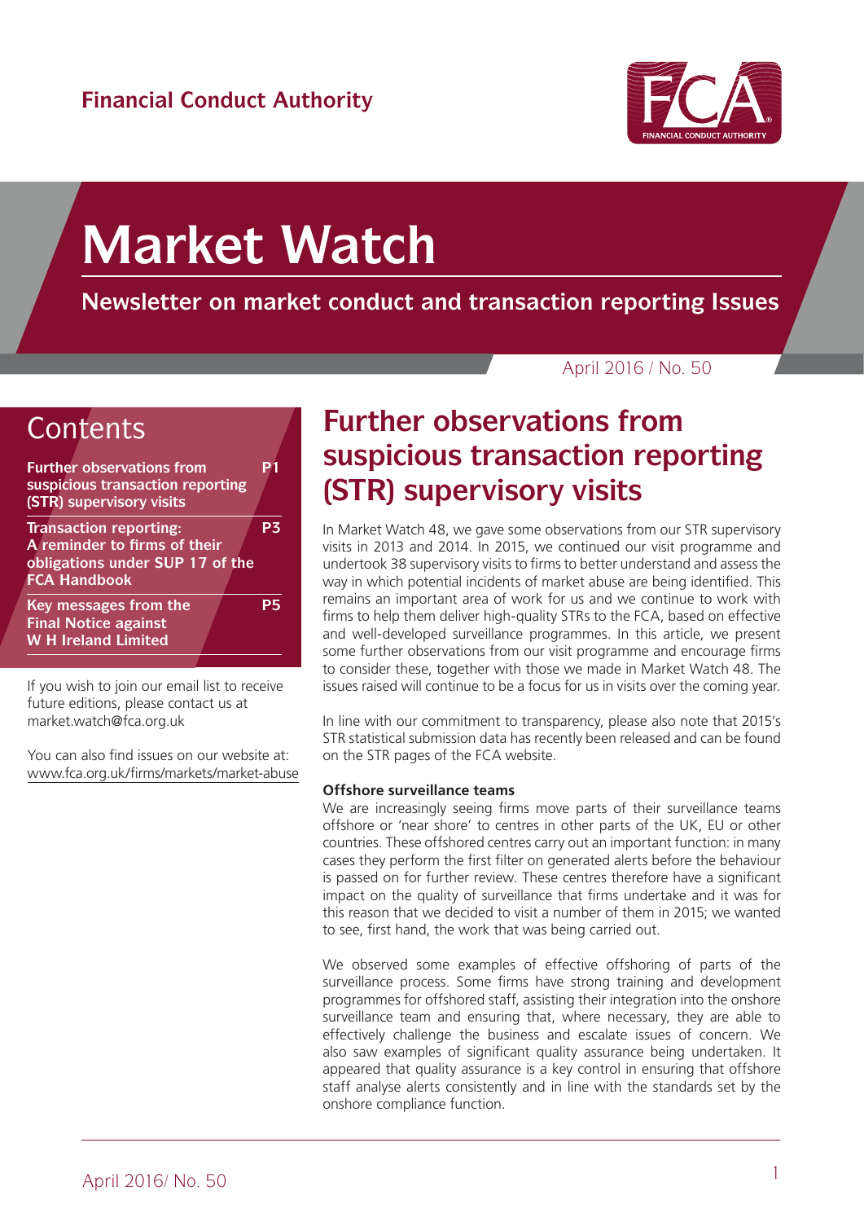Financial Conduct Authority

# Market Watch

**Newsletter on market conduct and transaction reporting Issues**

April 2016 / No. 50

## Contents

| | |
|---|---|
| **Further observations from suspicious transaction reporting (STR) supervisory visits** | **P1** |
| **Transaction reporting: A reminder to firms of their obligations under SUP 17 of the FCA Handbook** | **P3** |
| **Key messages from the Final Notice against W H Ireland Limited** | **P5** |

If you wish to join our email list to receive future editions, please contact us at market.watch@fca.org.uk

You can also find issues on our website at: www.fca.org.uk/firms/markets/market-abuse

## Further observations from suspicious transaction reporting (STR) supervisory visits

In Market Watch 48, we gave some observations from our STR supervisory visits in 2013 and 2014. In 2015, we continued our visit programme and undertook 38 supervisory visits to firms to better understand and assess the way in which potential incidents of market abuse are being identified. This remains an important area of work for us and we continue to work with firms to help them deliver high-quality STRs to the FCA, based on effective and well-developed surveillance programmes. In this article, we present some further observations from our visit programme and encourage firms to consider these, together with those we made in Market Watch 48. The issues raised will continue to be a focus for us in visits over the coming year.

In line with our commitment to transparency, please also note that 2015's STR statistical submission data has recently been released and can be found on the STR pages of the FCA website.

**Offshore surveillance teams**

We are increasingly seeing firms move parts of their surveillance teams offshore or 'near shore' to centres in other parts of the UK, EU or other countries. These offshored centres carry out an important function: in many cases they perform the first filter on generated alerts before the behaviour is passed on for further review. These centres therefore have a significant impact on the quality of surveillance that firms undertake and it was for this reason that we decided to visit a number of them in 2015; we wanted to see, first hand, the work that was being carried out.

We observed some examples of effective offshoring of parts of the surveillance process. Some firms have strong training and development programmes for offshored staff, assisting their integration into the onshore surveillance team and ensuring that, where necessary, they are able to effectively challenge the business and escalate issues of concern. We also saw examples of significant quality assurance being undertaken. It appeared that quality assurance is a key control in ensuring that offshore staff analyse alerts consistently and in line with the standards set by the onshore compliance function.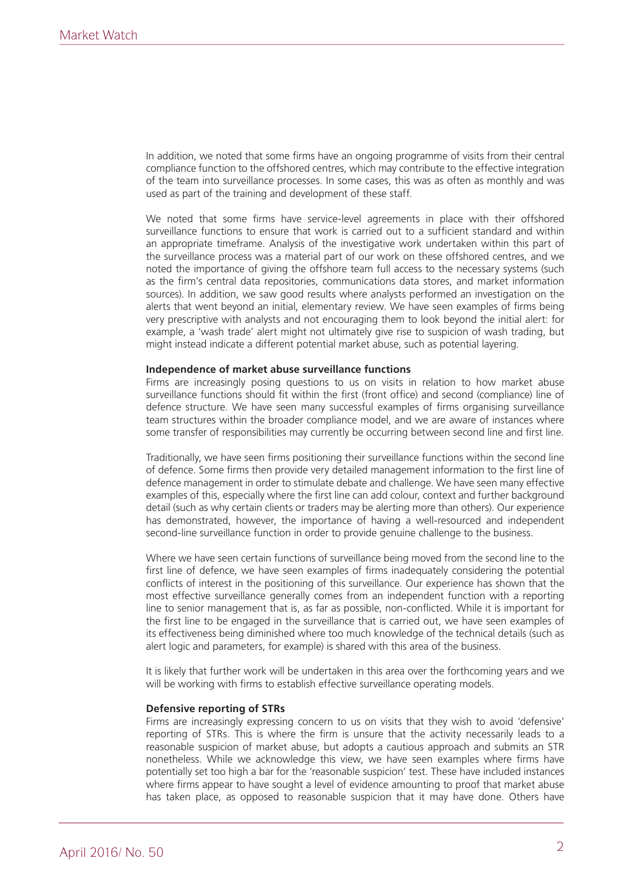In addition, we noted that some firms have an ongoing programme of visits from their central compliance function to the offshored centres, which may contribute to the effective integration of the team into surveillance processes. In some cases, this was as often as monthly and was used as part of the training and development of these staff.

We noted that some firms have service-level agreements in place with their offshored surveillance functions to ensure that work is carried out to a sufficient standard and within an appropriate timeframe. Analysis of the investigative work undertaken within this part of the surveillance process was a material part of our work on these offshored centres, and we noted the importance of giving the offshore team full access to the necessary systems (such as the firm's central data repositories, communications data stores, and market information sources). In addition, we saw good results where analysts performed an investigation on the alerts that went beyond an initial, elementary review. We have seen examples of firms being very prescriptive with analysts and not encouraging them to look beyond the initial alert: for example, a 'wash trade' alert might not ultimately give rise to suspicion of wash trading, but might instead indicate a different potential market abuse, such as potential layering.

**Independence of market abuse surveillance functions**

Firms are increasingly posing questions to us on visits in relation to how market abuse surveillance functions should fit within the first (front office) and second (compliance) line of defence structure. We have seen many successful examples of firms organising surveillance team structures within the broader compliance model, and we are aware of instances where some transfer of responsibilities may currently be occurring between second line and first line.

Traditionally, we have seen firms positioning their surveillance functions within the second line of defence. Some firms then provide very detailed management information to the first line of defence management in order to stimulate debate and challenge. We have seen many effective examples of this, especially where the first line can add colour, context and further background detail (such as why certain clients or traders may be alerting more than others). Our experience has demonstrated, however, the importance of having a well-resourced and independent second-line surveillance function in order to provide genuine challenge to the business.

Where we have seen certain functions of surveillance being moved from the second line to the first line of defence, we have seen examples of firms inadequately considering the potential conflicts of interest in the positioning of this surveillance. Our experience has shown that the most effective surveillance generally comes from an independent function with a reporting line to senior management that is, as far as possible, non-conflicted. While it is important for the first line to be engaged in the surveillance that is carried out, we have seen examples of its effectiveness being diminished where too much knowledge of the technical details (such as alert logic and parameters, for example) is shared with this area of the business.

It is likely that further work will be undertaken in this area over the forthcoming years and we will be working with firms to establish effective surveillance operating models.

**Defensive reporting of STRs**

Firms are increasingly expressing concern to us on visits that they wish to avoid 'defensive' reporting of STRs. This is where the firm is unsure that the activity necessarily leads to a reasonable suspicion of market abuse, but adopts a cautious approach and submits an STR nonetheless. While we acknowledge this view, we have seen examples where firms have potentially set too high a bar for the 'reasonable suspicion' test. These have included instances where firms appear to have sought a level of evidence amounting to proof that market abuse has taken place, as opposed to reasonable suspicion that it may have done. Others have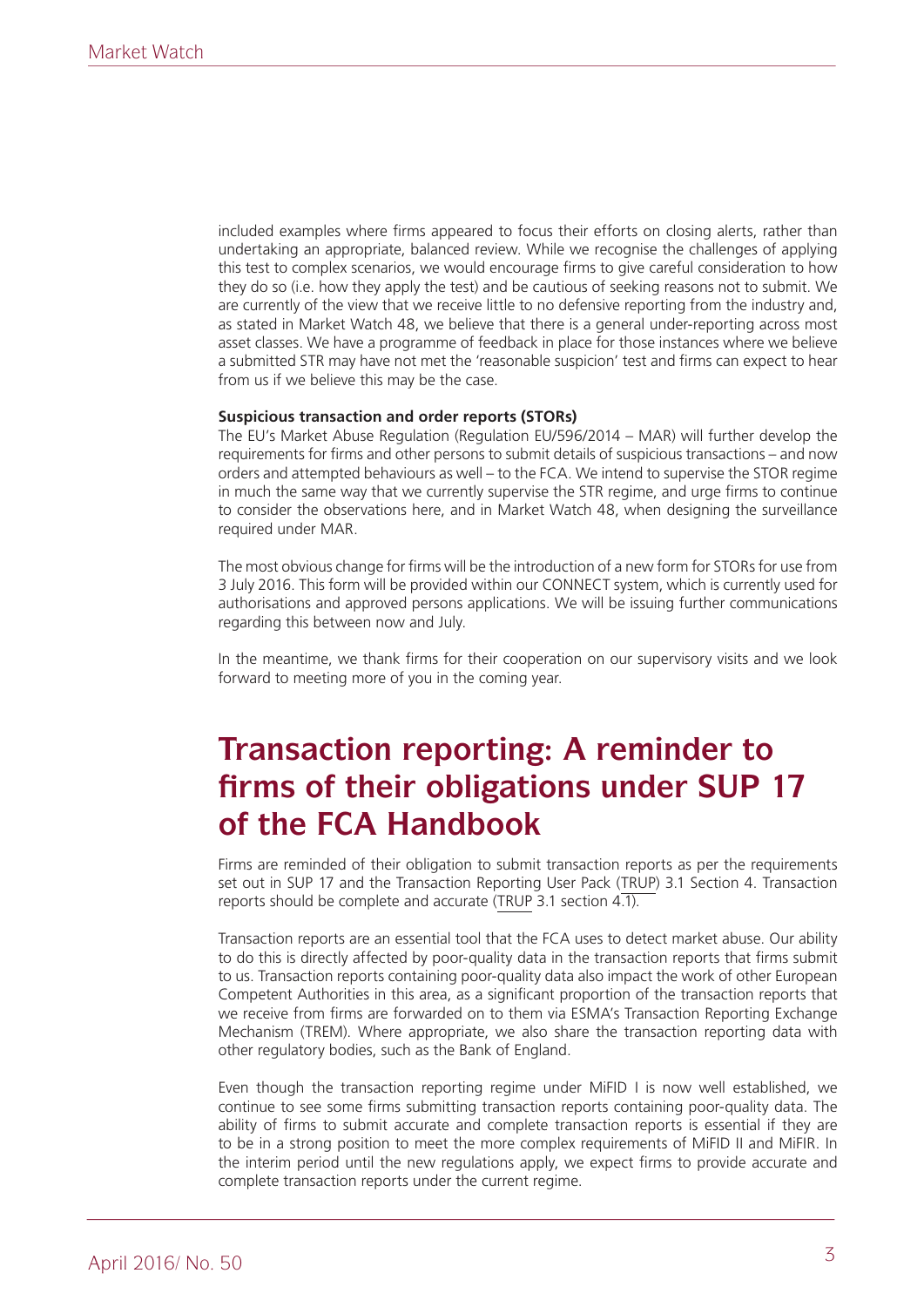included examples where firms appeared to focus their efforts on closing alerts, rather than undertaking an appropriate, balanced review. While we recognise the challenges of applying this test to complex scenarios, we would encourage firms to give careful consideration to how they do so (i.e. how they apply the test) and be cautious of seeking reasons not to submit. We are currently of the view that we receive little to no defensive reporting from the industry and, as stated in Market Watch 48, we believe that there is a general under-reporting across most asset classes. We have a programme of feedback in place for those instances where we believe a submitted STR may have not met the 'reasonable suspicion' test and firms can expect to hear from us if we believe this may be the case.

**Suspicious transaction and order reports (STORs)**

The EU's Market Abuse Regulation (Regulation EU/596/2014 – MAR) will further develop the requirements for firms and other persons to submit details of suspicious transactions – and now orders and attempted behaviours as well – to the FCA. We intend to supervise the STOR regime in much the same way that we currently supervise the STR regime, and urge firms to continue to consider the observations here, and in Market Watch 48, when designing the surveillance required under MAR.

The most obvious change for firms will be the introduction of a new form for STORs for use from 3 July 2016. This form will be provided within our CONNECT system, which is currently used for authorisations and approved persons applications. We will be issuing further communications regarding this between now and July.

In the meantime, we thank firms for their cooperation on our supervisory visits and we look forward to meeting more of you in the coming year.

# Transaction reporting: A reminder to firms of their obligations under SUP 17 of the FCA Handbook

Firms are reminded of their obligation to submit transaction reports as per the requirements set out in SUP 17 and the Transaction Reporting User Pack (TRUP) 3.1 Section 4. Transaction reports should be complete and accurate (TRUP 3.1 section 4.1).

Transaction reports are an essential tool that the FCA uses to detect market abuse. Our ability to do this is directly affected by poor-quality data in the transaction reports that firms submit to us. Transaction reports containing poor-quality data also impact the work of other European Competent Authorities in this area, as a significant proportion of the transaction reports that we receive from firms are forwarded on to them via ESMA's Transaction Reporting Exchange Mechanism (TREM). Where appropriate, we also share the transaction reporting data with other regulatory bodies, such as the Bank of England.

Even though the transaction reporting regime under MiFID I is now well established, we continue to see some firms submitting transaction reports containing poor-quality data. The ability of firms to submit accurate and complete transaction reports is essential if they are to be in a strong position to meet the more complex requirements of MiFID II and MiFIR. In the interim period until the new regulations apply, we expect firms to provide accurate and complete transaction reports under the current regime.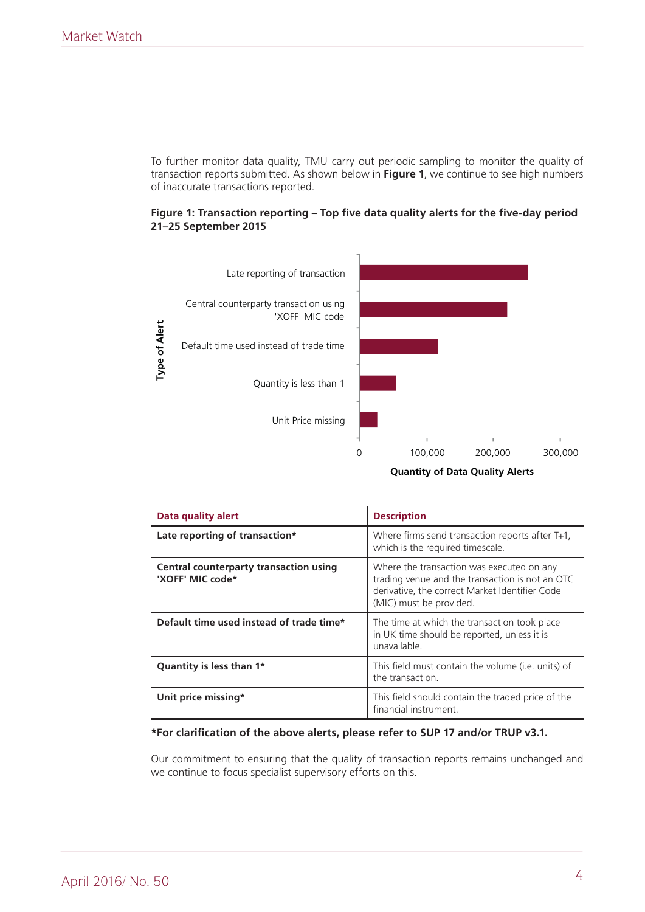To further monitor data quality, TMU carry out periodic sampling to monitor the quality of transaction reports submitted. As shown below in **Figure 1**, we continue to see high numbers of inaccurate transactions reported.

**Figure 1: Transaction reporting – Top five data quality alerts for the five-day period 21–25 September 2015**

Type of Alert

- Late reporting of transaction
- Central counterparty transaction using 'XOFF' MIC code
- Default time used instead of trade time
- Quantity is less than 1
- Unit Price missing

0 | 100,000 | 200,000 | 300,000

Quantity of Data Quality Alerts

| Data quality alert | Description |
|---|---|
| **Late reporting of transaction*** | Where firms send transaction reports after T+1, which is the required timescale. |
| **Central counterparty transaction using 'XOFF' MIC code*** | Where the transaction was executed on any trading venue and the transaction is not an OTC derivative, the correct Market Identifier Code (MIC) must be provided. |
| **Default time used instead of trade time*** | The time at which the transaction took place in UK time should be reported, unless it is unavailable. |
| **Quantity is less than 1*** | This field must contain the volume (i.e. units) of the transaction. |
| **Unit price missing*** | This field should contain the traded price of the financial instrument. |

***For clarification of the above alerts, please refer to SUP 17 and/or TRUP v3.1.**

Our commitment to ensuring that the quality of transaction reports remains unchanged and we continue to focus specialist supervisory efforts on this.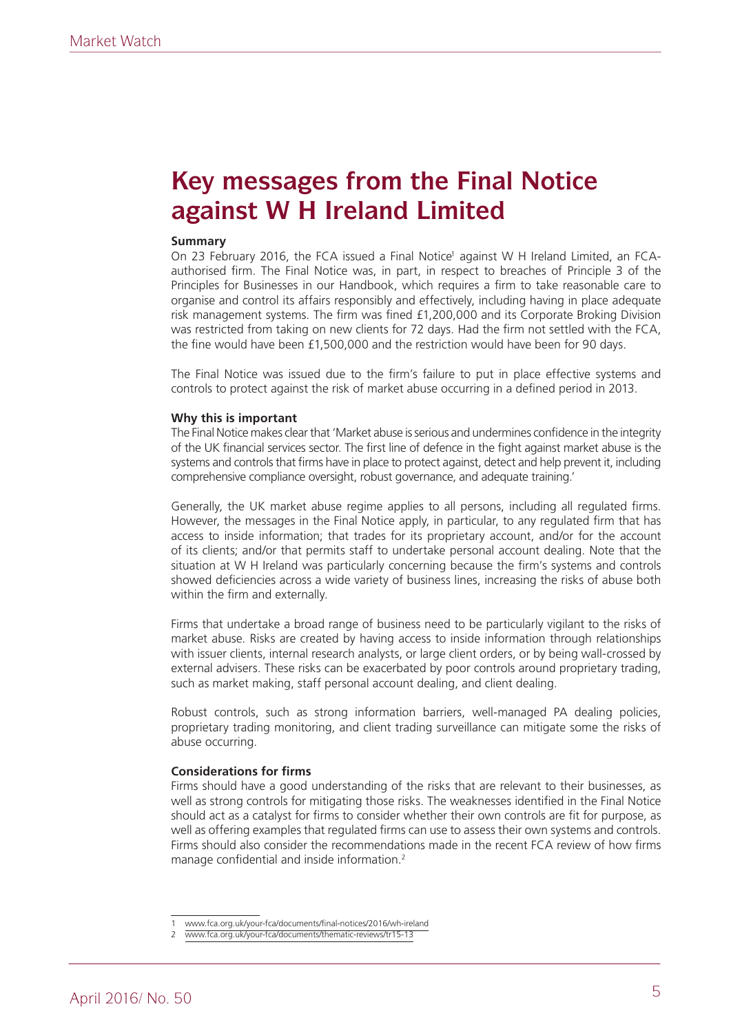# Key messages from the Final Notice against W H Ireland Limited

**Summary**

On 23 February 2016, the FCA issued a Final Notice[1] against W H Ireland Limited, an FCA-authorised firm. The Final Notice was, in part, in respect to breaches of Principle 3 of the Principles for Businesses in our Handbook, which requires a firm to take reasonable care to organise and control its affairs responsibly and effectively, including having in place adequate risk management systems. The firm was fined £1,200,000 and its Corporate Broking Division was restricted from taking on new clients for 72 days. Had the firm not settled with the FCA, the fine would have been £1,500,000 and the restriction would have been for 90 days.

The Final Notice was issued due to the firm's failure to put in place effective systems and controls to protect against the risk of market abuse occurring in a defined period in 2013.

**Why this is important**

The Final Notice makes clear that 'Market abuse is serious and undermines confidence in the integrity of the UK financial services sector. The first line of defence in the fight against market abuse is the systems and controls that firms have in place to protect against, detect and help prevent it, including comprehensive compliance oversight, robust governance, and adequate training.'

Generally, the UK market abuse regime applies to all persons, including all regulated firms. However, the messages in the Final Notice apply, in particular, to any regulated firm that has access to inside information; that trades for its proprietary account, and/or for the account of its clients; and/or that permits staff to undertake personal account dealing. Note that the situation at W H Ireland was particularly concerning because the firm's systems and controls showed deficiencies across a wide variety of business lines, increasing the risks of abuse both within the firm and externally.

Firms that undertake a broad range of business need to be particularly vigilant to the risks of market abuse. Risks are created by having access to inside information through relationships with issuer clients, internal research analysts, or large client orders, or by being wall-crossed by external advisers. These risks can be exacerbated by poor controls around proprietary trading, such as market making, staff personal account dealing, and client dealing.

Robust controls, such as strong information barriers, well-managed PA dealing policies, proprietary trading monitoring, and client trading surveillance can mitigate some the risks of abuse occurring.

**Considerations for firms**

Firms should have a good understanding of the risks that are relevant to their businesses, as well as strong controls for mitigating those risks. The weaknesses identified in the Final Notice should act as a catalyst for firms to consider whether their own controls are fit for purpose, as well as offering examples that regulated firms can use to assess their own systems and controls. Firms should also consider the recommendations made in the recent FCA review of how firms manage confidential and inside information.[2]

---

1 www.fca.org.uk/your-fca/documents/final-notices/2016/wh-ireland

2 www.fca.org.uk/your-fca/documents/thematic-reviews/tr15-13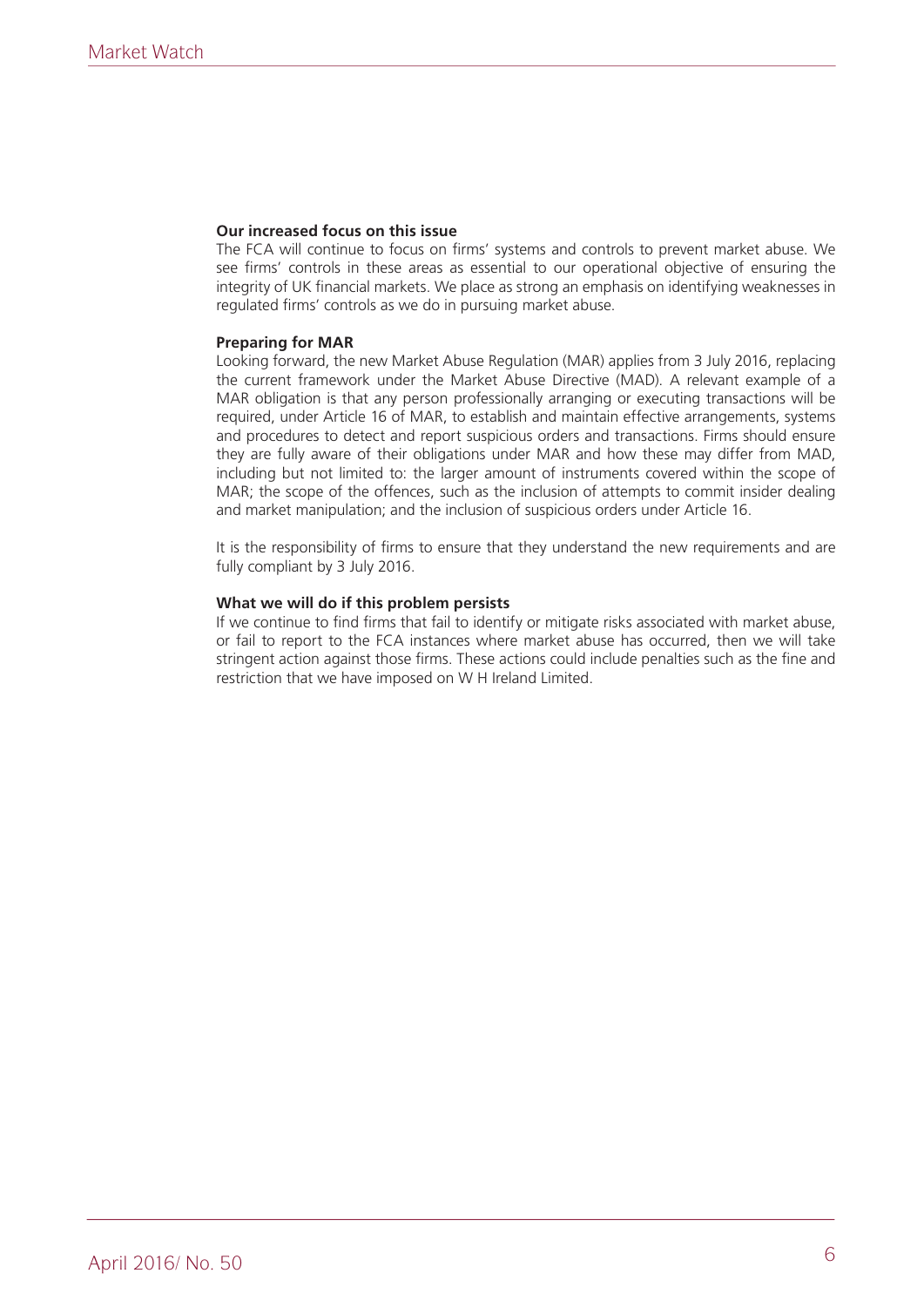**Our increased focus on this issue**

The FCA will continue to focus on firms' systems and controls to prevent market abuse. We see firms' controls in these areas as essential to our operational objective of ensuring the integrity of UK financial markets. We place as strong an emphasis on identifying weaknesses in regulated firms' controls as we do in pursuing market abuse.

**Preparing for MAR**

Looking forward, the new Market Abuse Regulation (MAR) applies from 3 July 2016, replacing the current framework under the Market Abuse Directive (MAD). A relevant example of a MAR obligation is that any person professionally arranging or executing transactions will be required, under Article 16 of MAR, to establish and maintain effective arrangements, systems and procedures to detect and report suspicious orders and transactions. Firms should ensure they are fully aware of their obligations under MAR and how these may differ from MAD, including but not limited to: the larger amount of instruments covered within the scope of MAR; the scope of the offences, such as the inclusion of attempts to commit insider dealing and market manipulation; and the inclusion of suspicious orders under Article 16.

It is the responsibility of firms to ensure that they understand the new requirements and are fully compliant by 3 July 2016.

**What we will do if this problem persists**

If we continue to find firms that fail to identify or mitigate risks associated with market abuse, or fail to report to the FCA instances where market abuse has occurred, then we will take stringent action against those firms. These actions could include penalties such as the fine and restriction that we have imposed on W H Ireland Limited.